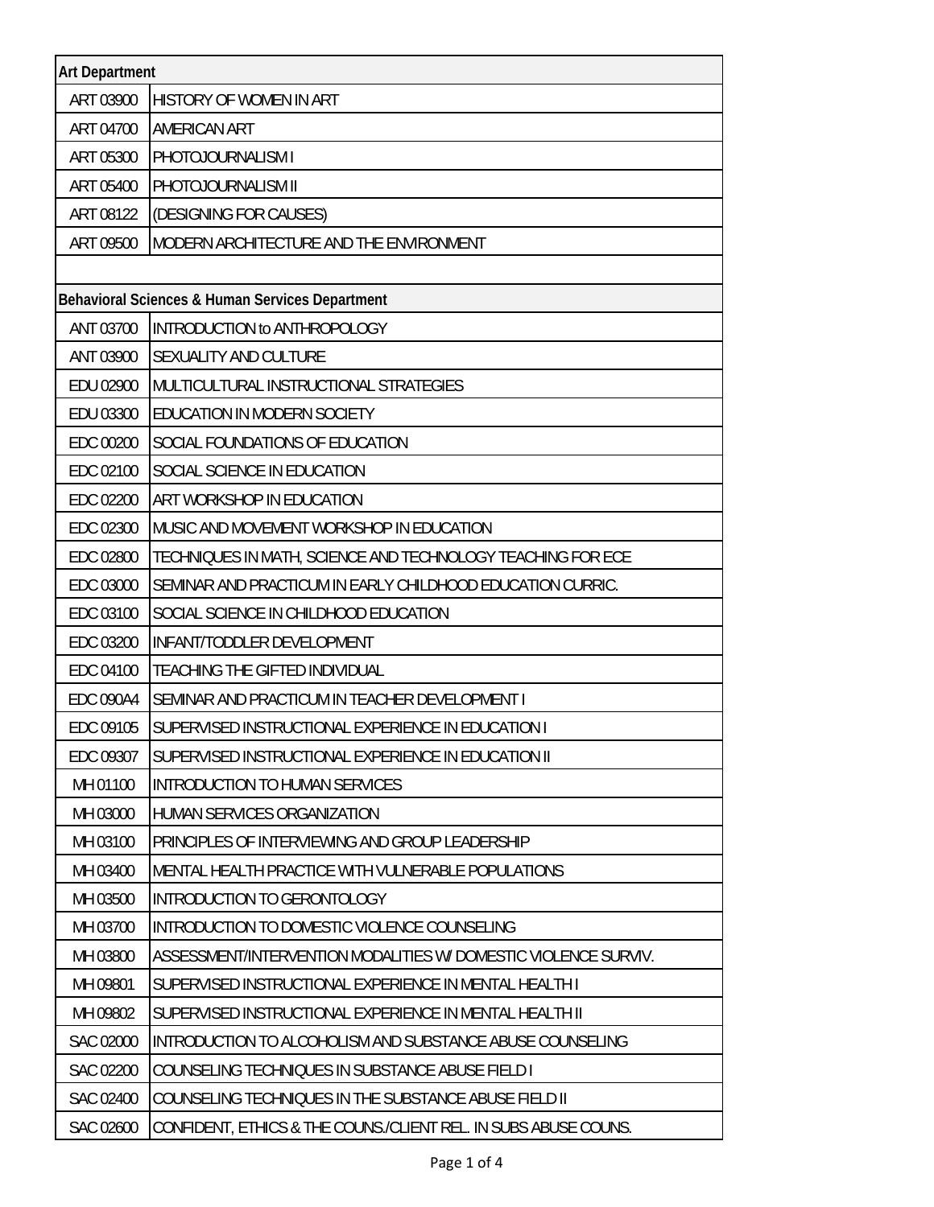| Art Department | |
|---|---|
| ART 03900 | HISTORY OF WOMEN IN ART |
| ART 04700 | AMERICAN ART |
| ART 05300 | PHOTOJOURNALISM I |
| ART 05400 | PHOTOJOURNALISM II |
| ART 08122 | (DESIGNING FOR CAUSES) |
| ART 09500 | MODERN ARCHITECTURE AND THE ENVIRONMENT |
| | |
| **Behavioral Sciences & Human Services Department** | |
| ANT 03700 | INTRODUCTION to ANTHROPOLOGY |
| ANT 03900 | SEXUALITY AND CULTURE |
| EDU 02900 | MULTICULTURAL INSTRUCTIONAL STRATEGIES |
| EDU 03300 | EDUCATION IN MODERN SOCIETY |
| EDC 00200 | SOCIAL FOUNDATIONS OF EDUCATION |
| EDC 02100 | SOCIAL SCIENCE IN EDUCATION |
| EDC 02200 | ART WORKSHOP IN EDUCATION |
| EDC 02300 | MUSIC AND MOVEMENT WORKSHOP IN EDUCATION |
| EDC 02800 | TECHNIQUES IN MATH, SCIENCE AND TECHNOLOGY TEACHING FOR ECE |
| EDC 03000 | SEMINAR AND PRACTICUM IN EARLY CHILDHOOD EDUCATION CURRIC. |
| EDC 03100 | SOCIAL SCIENCE IN CHILDHOOD EDUCATION |
| EDC 03200 | INFANT/TODDLER DEVELOPMENT |
| EDC 04100 | TEACHING THE GIFTED INDIVIDUAL |
| EDC 090A4 | SEMINAR AND PRACTICUM IN TEACHER DEVELOPMENT I |
| EDC 09105 | SUPERVISED INSTRUCTIONAL EXPERIENCE IN EDUCATION I |
| EDC 09307 | SUPERVISED INSTRUCTIONAL EXPERIENCE IN EDUCATION II |
| MH 01100 | INTRODUCTION TO HUMAN SERVICES |
| MH 03000 | HUMAN SERVICES ORGANIZATION |
| MH 03100 | PRINCIPLES OF INTERVIEWING AND GROUP LEADERSHIP |
| MH 03400 | MENTAL HEALTH PRACTICE WITH VULNERABLE POPULATIONS |
| MH 03500 | INTRODUCTION TO GERONTOLOGY |
| MH 03700 | INTRODUCTION TO DOMESTIC VIOLENCE COUNSELING |
| MH 03800 | ASSESSMENT/INTERVENTION MODALITIES W/ DOMESTIC VIOLENCE SURVIV. |
| MH 09801 | SUPERVISED INSTRUCTIONAL EXPERIENCE IN MENTAL HEALTH I |
| MH 09802 | SUPERVISED INSTRUCTIONAL EXPERIENCE IN MENTAL HEALTH II |
| SAC 02000 | INTRODUCTION TO ALCOHOLISM AND SUBSTANCE ABUSE COUNSELING |
| SAC 02200 | COUNSELING TECHNIQUES IN SUBSTANCE ABUSE FIELD I |
| SAC 02400 | COUNSELING TECHNIQUES IN THE SUBSTANCE ABUSE FIELD II |
| SAC 02600 | CONFIDENT, ETHICS & THE COUNS./CLIENT REL. IN SUBS ABUSE COUNS. |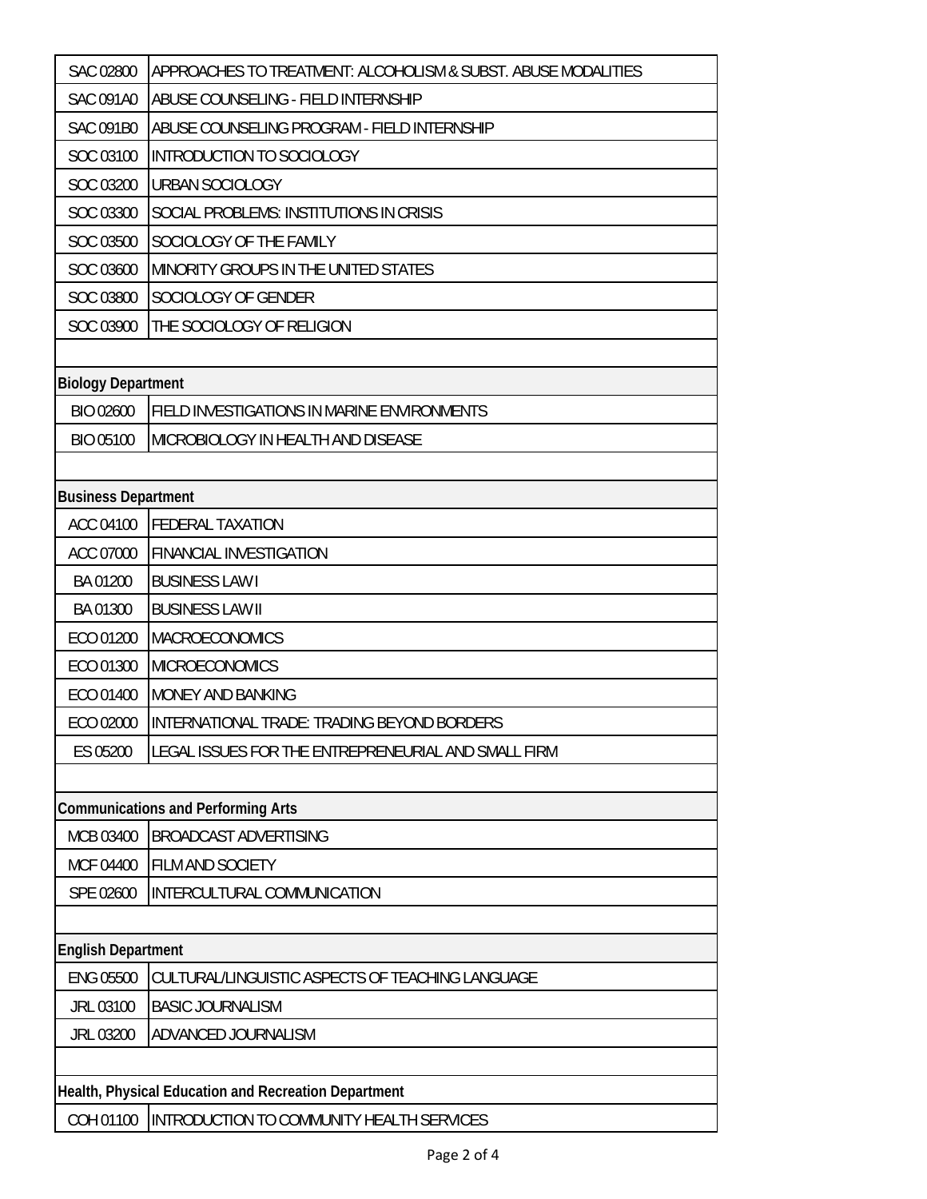| | |
|---|---|
| SAC 02800 | APPROACHES TO TREATMENT: ALCOHOLISM & SUBST. ABUSE MODALITIES |
| SAC 091A0 | ABUSE COUNSELING - FIELD INTERNSHIP |
| SAC 091B0 | ABUSE COUNSELING PROGRAM - FIELD INTERNSHIP |
| SOC 03100 | INTRODUCTION TO SOCIOLOGY |
| SOC 03200 | URBAN SOCIOLOGY |
| SOC 03300 | SOCIAL PROBLEMS: INSTITUTIONS IN CRISIS |
| SOC 03500 | SOCIOLOGY OF THE FAMILY |
| SOC 03600 | MINORITY GROUPS IN THE UNITED STATES |
| SOC 03800 | SOCIOLOGY OF GENDER |
| SOC 03900 | THE SOCIOLOGY OF RELIGION |
| | |
| **Biology Department** | |
| BIO 02600 | FIELD INVESTIGATIONS IN MARINE ENVIRONMENTS |
| BIO 05100 | MICROBIOLOGY IN HEALTH AND DISEASE |
| | |
| **Business Department** | |
| ACC 04100 | FEDERAL TAXATION |
| ACC 07000 | FINANCIAL INVESTIGATION |
| BA 01200 | BUSINESS LAW I |
| BA 01300 | BUSINESS LAW II |
| ECO 01200 | MACROECONOMICS |
| ECO 01300 | MICROECONOMICS |
| ECO 01400 | MONEY AND BANKING |
| ECO 02000 | INTERNATIONAL TRADE: TRADING BEYOND BORDERS |
| ES 05200 | LEGAL ISSUES FOR THE ENTREPRENEURIAL AND SMALL FIRM |
| | |
| **Communications and Performing Arts** | |
| MCB 03400 | BROADCAST ADVERTISING |
| MCF 04400 | FILM AND SOCIETY |
| SPE 02600 | INTERCULTURAL COMMUNICATION |
| | |
| **English Department** | |
| ENG 05500 | CULTURAL/LINGUISTIC ASPECTS OF TEACHING LANGUAGE |
| JRL 03100 | BASIC JOURNALISM |
| JRL 03200 | ADVANCED JOURNALISM |
| | |
| **Health, Physical Education and Recreation Department** | |
| COH 01100 | INTRODUCTION TO COMMUNITY HEALTH SERVICES |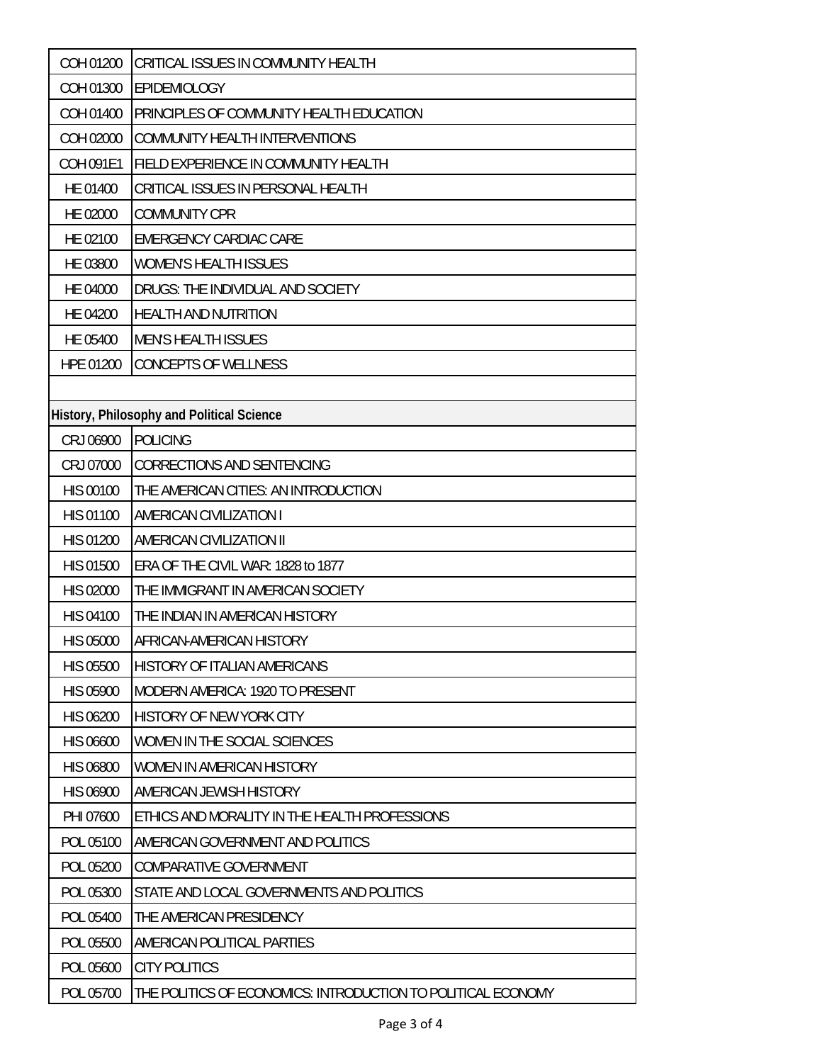| | |
|---|---|
| COH 01200 | CRITICAL ISSUES IN COMMUNITY HEALTH |
| COH 01300 | EPIDEMIOLOGY |
| COH 01400 | PRINCIPLES OF COMMUNITY HEALTH EDUCATION |
| COH 02000 | COMMUNITY HEALTH INTERVENTIONS |
| COH 091E1 | FIELD EXPERIENCE IN COMMUNITY HEALTH |
| HE 01400 | CRITICAL ISSUES IN PERSONAL HEALTH |
| HE 02000 | COMMUNITY CPR |
| HE 02100 | EMERGENCY CARDIAC CARE |
| HE 03800 | WOMEN'S HEALTH ISSUES |
| HE 04000 | DRUGS: THE INDIVIDUAL AND SOCIETY |
| HE 04200 | HEALTH AND NUTRITION |
| HE 05400 | MEN'S HEALTH ISSUES |
| HPE 01200 | CONCEPTS OF WELLNESS |
| | |
| **History, Philosophy and Political Science** | |
| CRJ 06900 | POLICING |
| CRJ 07000 | CORRECTIONS AND SENTENCING |
| HIS 00100 | THE AMERICAN CITIES: AN INTRODUCTION |
| HIS 01100 | AMERICAN CIVILIZATION I |
| HIS 01200 | AMERICAN CIVILIZATION II |
| HIS 01500 | ERA OF THE CIVIL WAR: 1828 to 1877 |
| HIS 02000 | THE IMMIGRANT IN AMERICAN SOCIETY |
| HIS 04100 | THE INDIAN IN AMERICAN HISTORY |
| HIS 05000 | AFRICAN-AMERICAN HISTORY |
| HIS 05500 | HISTORY OF ITALIAN AMERICANS |
| HIS 05900 | MODERN AMERICA: 1920 TO PRESENT |
| HIS 06200 | HISTORY OF NEW YORK CITY |
| HIS 06600 | WOMEN IN THE SOCIAL SCIENCES |
| HIS 06800 | WOMEN IN AMERICAN HISTORY |
| HIS 06900 | AMERICAN JEWISH HISTORY |
| PHI 07600 | ETHICS AND MORALITY IN THE HEALTH PROFESSIONS |
| POL 05100 | AMERICAN GOVERNMENT AND POLITICS |
| POL 05200 | COMPARATIVE GOVERNMENT |
| POL 05300 | STATE AND LOCAL GOVERNMENTS AND POLITICS |
| POL 05400 | THE AMERICAN PRESIDENCY |
| POL 05500 | AMERICAN POLITICAL PARTIES |
| POL 05600 | CITY POLITICS |
| POL 05700 | THE POLITICS OF ECONOMICS: INTRODUCTION TO POLITICAL ECONOMY |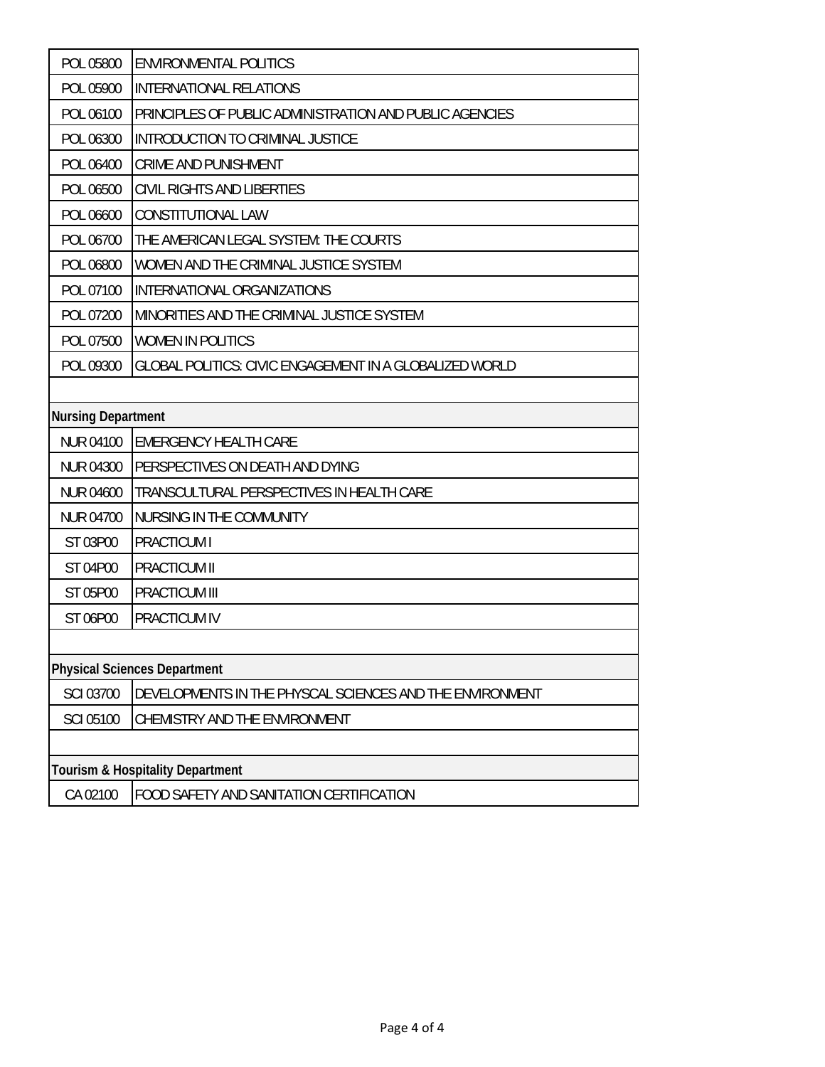| | |
|---|---|
| POL 05800 | ENVIRONMENTAL POLITICS |
| POL 05900 | INTERNATIONAL RELATIONS |
| POL 06100 | PRINCIPLES OF PUBLIC ADMINISTRATION AND PUBLIC AGENCIES |
| POL 06300 | INTRODUCTION TO CRIMINAL JUSTICE |
| POL 06400 | CRIME AND PUNISHMENT |
| POL 06500 | CIVIL RIGHTS AND LIBERTIES |
| POL 06600 | CONSTITUTIONAL LAW |
| POL 06700 | THE AMERICAN LEGAL SYSTEM: THE COURTS |
| POL 06800 | WOMEN AND THE CRIMINAL JUSTICE SYSTEM |
| POL 07100 | INTERNATIONAL ORGANIZATIONS |
| POL 07200 | MINORITIES AND THE CRIMINAL JUSTICE SYSTEM |
| POL 07500 | WOMEN IN POLITICS |
| POL 09300 | GLOBAL POLITICS: CIVIC ENGAGEMENT IN A GLOBALIZED WORLD |
| | |
| **Nursing Department** | |
| NUR 04100 | EMERGENCY HEALTH CARE |
| NUR 04300 | PERSPECTIVES ON DEATH AND DYING |
| NUR 04600 | TRANSCULTURAL PERSPECTIVES IN HEALTH CARE |
| NUR 04700 | NURSING IN THE COMMUNITY |
| ST 03P00 | PRACTICUM I |
| ST 04P00 | PRACTICUM II |
| ST 05P00 | PRACTICUM III |
| ST 06P00 | PRACTICUM IV |
| | |
| **Physical Sciences Department** | |
| SCI 03700 | DEVELOPMENTS IN THE PHYSCAL SCIENCES AND THE ENVIRONMENT |
| SCI 05100 | CHEMISTRY AND THE ENVIRONMENT |
| | |
| **Tourism & Hospitality Department** | |
| CA 02100 | FOOD SAFETY AND SANITATION CERTIFICATION |